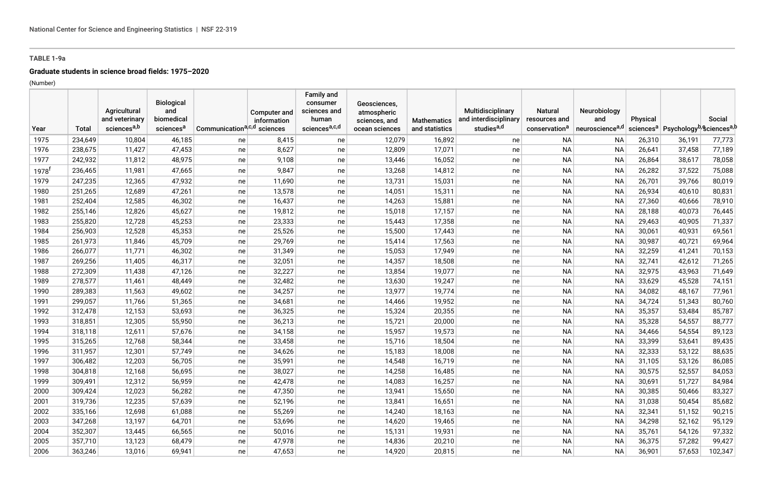National Center for Science and Engineering Statistics | NSF 22-319

**TABLE 1-9a**

### Graduate students in science broad fields: 1975–2020

(Number)

| Year | Total | Agricultural and veterinary sciences[a,b] | Biological and biomedical sciences[a] | Communication[a,c,d] | Computer and information sciences | Family and consumer sciences and human sciences[a,c,d] | Geosciences, atmospheric sciences, and ocean sciences | Mathematics and statistics | Multidisciplinary and interdisciplinary studies[a,d] | Natural resources and conservation[a] | Neurobiology and neuroscience[a,d] | Physical sciences[a] | Psychology[b,e] | Social sciences[a,b] |
|---|---|---|---|---|---|---|---|---|---|---|---|---|---|---|
| 1975 | 234,649 | 10,804 | 46,185 | ne | 8,415 | ne | 12,079 | 16,892 | ne | NA | NA | 26,310 | 36,191 | 77,773 |
| 1976 | 238,675 | 11,427 | 47,453 | ne | 8,627 | ne | 12,809 | 17,071 | ne | NA | NA | 26,641 | 37,458 | 77,189 |
| 1977 | 242,932 | 11,812 | 48,975 | ne | 9,108 | ne | 13,446 | 16,052 | ne | NA | NA | 26,864 | 38,617 | 78,058 |
| 1978[f] | 236,465 | 11,981 | 47,665 | ne | 9,847 | ne | 13,268 | 14,812 | ne | NA | NA | 26,282 | 37,522 | 75,088 |
| 1979 | 247,235 | 12,365 | 47,932 | ne | 11,690 | ne | 13,731 | 15,031 | ne | NA | NA | 26,701 | 39,766 | 80,019 |
| 1980 | 251,265 | 12,689 | 47,261 | ne | 13,578 | ne | 14,051 | 15,311 | ne | NA | NA | 26,934 | 40,610 | 80,831 |
| 1981 | 252,404 | 12,585 | 46,302 | ne | 16,437 | ne | 14,263 | 15,881 | ne | NA | NA | 27,360 | 40,666 | 78,910 |
| 1982 | 255,146 | 12,826 | 45,627 | ne | 19,812 | ne | 15,018 | 17,157 | ne | NA | NA | 28,188 | 40,073 | 76,445 |
| 1983 | 255,820 | 12,728 | 45,253 | ne | 23,333 | ne | 15,443 | 17,358 | ne | NA | NA | 29,463 | 40,905 | 71,337 |
| 1984 | 256,903 | 12,528 | 45,353 | ne | 25,526 | ne | 15,500 | 17,443 | ne | NA | NA | 30,061 | 40,931 | 69,561 |
| 1985 | 261,973 | 11,846 | 45,709 | ne | 29,769 | ne | 15,414 | 17,563 | ne | NA | NA | 30,987 | 40,721 | 69,964 |
| 1986 | 266,077 | 11,771 | 46,302 | ne | 31,349 | ne | 15,053 | 17,949 | ne | NA | NA | 32,259 | 41,241 | 70,153 |
| 1987 | 269,256 | 11,405 | 46,317 | ne | 32,051 | ne | 14,357 | 18,508 | ne | NA | NA | 32,741 | 42,612 | 71,265 |
| 1988 | 272,309 | 11,438 | 47,126 | ne | 32,227 | ne | 13,854 | 19,077 | ne | NA | NA | 32,975 | 43,963 | 71,649 |
| 1989 | 278,577 | 11,461 | 48,449 | ne | 32,482 | ne | 13,630 | 19,247 | ne | NA | NA | 33,629 | 45,528 | 74,151 |
| 1990 | 289,383 | 11,563 | 49,602 | ne | 34,257 | ne | 13,977 | 19,774 | ne | NA | NA | 34,082 | 48,167 | 77,961 |
| 1991 | 299,057 | 11,766 | 51,365 | ne | 34,681 | ne | 14,466 | 19,952 | ne | NA | NA | 34,724 | 51,343 | 80,760 |
| 1992 | 312,478 | 12,153 | 53,693 | ne | 36,325 | ne | 15,324 | 20,355 | ne | NA | NA | 35,357 | 53,484 | 85,787 |
| 1993 | 318,851 | 12,305 | 55,950 | ne | 36,213 | ne | 15,721 | 20,000 | ne | NA | NA | 35,328 | 54,557 | 88,777 |
| 1994 | 318,118 | 12,611 | 57,676 | ne | 34,158 | ne | 15,957 | 19,573 | ne | NA | NA | 34,466 | 54,554 | 89,123 |
| 1995 | 315,265 | 12,768 | 58,344 | ne | 33,458 | ne | 15,716 | 18,504 | ne | NA | NA | 33,399 | 53,641 | 89,435 |
| 1996 | 311,957 | 12,301 | 57,749 | ne | 34,626 | ne | 15,183 | 18,008 | ne | NA | NA | 32,333 | 53,122 | 88,635 |
| 1997 | 306,482 | 12,203 | 56,705 | ne | 35,991 | ne | 14,548 | 16,719 | ne | NA | NA | 31,105 | 53,126 | 86,085 |
| 1998 | 304,818 | 12,168 | 56,695 | ne | 38,027 | ne | 14,258 | 16,485 | ne | NA | NA | 30,575 | 52,557 | 84,053 |
| 1999 | 309,491 | 12,312 | 56,959 | ne | 42,478 | ne | 14,083 | 16,257 | ne | NA | NA | 30,691 | 51,727 | 84,984 |
| 2000 | 309,424 | 12,023 | 56,282 | ne | 47,350 | ne | 13,941 | 15,650 | ne | NA | NA | 30,385 | 50,466 | 83,327 |
| 2001 | 319,736 | 12,235 | 57,639 | ne | 52,196 | ne | 13,841 | 16,651 | ne | NA | NA | 31,038 | 50,454 | 85,682 |
| 2002 | 335,166 | 12,698 | 61,088 | ne | 55,269 | ne | 14,240 | 18,163 | ne | NA | NA | 32,341 | 51,152 | 90,215 |
| 2003 | 347,268 | 13,197 | 64,701 | ne | 53,696 | ne | 14,620 | 19,465 | ne | NA | NA | 34,298 | 52,162 | 95,129 |
| 2004 | 352,307 | 13,445 | 66,565 | ne | 50,016 | ne | 15,131 | 19,931 | ne | NA | NA | 35,761 | 54,126 | 97,332 |
| 2005 | 357,710 | 13,123 | 68,479 | ne | 47,978 | ne | 14,836 | 20,210 | ne | NA | NA | 36,375 | 57,282 | 99,427 |
| 2006 | 363,246 | 13,016 | 69,941 | ne | 47,653 | ne | 14,920 | 20,815 | ne | NA | NA | 36,901 | 57,653 | 102,347 |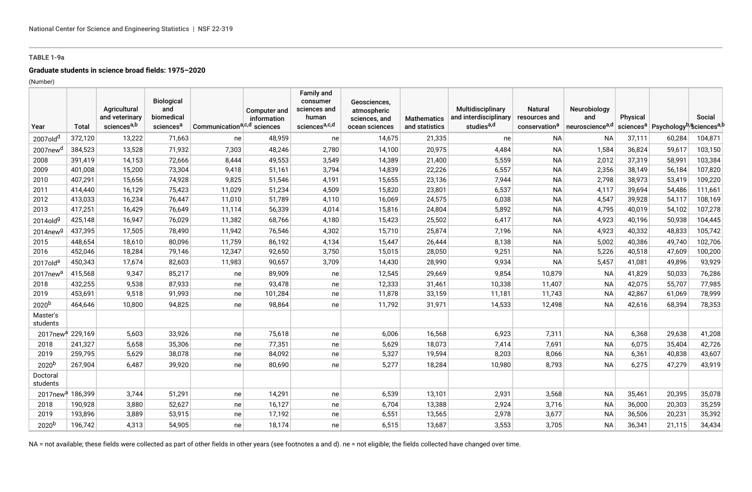**TABLE 1-9a**

**Graduate students in science broad fields: 1975–2020**

(Number)

| Year | Total | Agricultural and veterinary sciences[a,b] | Biological and biomedical sciences[a] | Communication[a,c,d] | Computer and information sciences | Family and consumer sciences and human sciences[a,c,d] | Geosciences, atmospheric sciences, and ocean sciences | Mathematics and statistics | Multidisciplinary and interdisciplinary studies[a,d] | Natural resources and conservation[a] | Neurobiology and neuroscience[a,d] | Physical sciences[a] | Psychology[b,e] | Social sciences[a,b] |
|---|---|---|---|---|---|---|---|---|---|---|---|---|---|---|
| 2007old[d] | 372,120 | 13,222 | 71,663 | ne | 48,959 | ne | 14,675 | 21,335 | ne | NA | NA | 37,111 | 60,284 | 104,871 |
| 2007new[d] | 384,523 | 13,528 | 71,932 | 7,303 | 48,246 | 2,780 | 14,100 | 20,975 | 4,484 | NA | 1,584 | 36,824 | 59,617 | 103,150 |
| 2008 | 391,419 | 14,153 | 72,666 | 8,444 | 49,553 | 3,549 | 14,389 | 21,400 | 5,559 | NA | 2,012 | 37,319 | 58,991 | 103,384 |
| 2009 | 401,008 | 15,200 | 73,304 | 9,418 | 51,161 | 3,794 | 14,839 | 22,226 | 6,557 | NA | 2,356 | 38,149 | 56,184 | 107,820 |
| 2010 | 407,291 | 15,656 | 74,928 | 9,825 | 51,546 | 4,191 | 15,655 | 23,136 | 7,944 | NA | 2,798 | 38,973 | 53,419 | 109,220 |
| 2011 | 414,440 | 16,129 | 75,423 | 11,029 | 51,234 | 4,509 | 15,820 | 23,801 | 6,537 | NA | 4,117 | 39,694 | 54,486 | 111,661 |
| 2012 | 413,033 | 16,234 | 76,447 | 11,010 | 51,789 | 4,110 | 16,069 | 24,575 | 6,038 | NA | 4,547 | 39,928 | 54,117 | 108,169 |
| 2013 | 417,251 | 16,429 | 76,649 | 11,114 | 56,339 | 4,014 | 15,816 | 24,804 | 5,892 | NA | 4,795 | 40,019 | 54,102 | 107,278 |
| 2014old[g] | 425,148 | 16,947 | 76,029 | 11,382 | 68,766 | 4,180 | 15,423 | 25,502 | 6,417 | NA | 4,923 | 40,196 | 50,938 | 104,445 |
| 2014new[g] | 437,395 | 17,505 | 78,490 | 11,942 | 76,546 | 4,302 | 15,710 | 25,874 | 7,196 | NA | 4,923 | 40,332 | 48,833 | 105,742 |
| 2015 | 448,654 | 18,610 | 80,096 | 11,759 | 86,192 | 4,134 | 15,447 | 26,444 | 8,138 | NA | 5,002 | 40,386 | 49,740 | 102,706 |
| 2016 | 452,046 | 18,284 | 79,146 | 12,347 | 92,650 | 3,750 | 15,015 | 28,050 | 9,251 | NA | 5,226 | 40,518 | 47,609 | 100,200 |
| 2017old[a] | 450,343 | 17,674 | 82,603 | 11,983 | 90,657 | 3,709 | 14,430 | 28,990 | 9,934 | NA | 5,457 | 41,081 | 49,896 | 93,929 |
| 2017new[a] | 415,568 | 9,347 | 85,217 | ne | 89,909 | ne | 12,545 | 29,669 | 9,854 | 10,879 | NA | 41,829 | 50,033 | 76,286 |
| 2018 | 432,255 | 9,538 | 87,933 | ne | 93,478 | ne | 12,333 | 31,461 | 10,338 | 11,407 | NA | 42,075 | 55,707 | 77,985 |
| 2019 | 453,691 | 9,518 | 91,993 | ne | 101,284 | ne | 11,878 | 33,159 | 11,181 | 11,743 | NA | 42,867 | 61,069 | 78,999 |
| 2020[b] | 464,646 | 10,800 | 94,825 | ne | 98,864 | ne | 11,792 | 31,971 | 14,533 | 12,498 | NA | 42,616 | 68,394 | 78,353 |
| Master's students | | | | | | | | | | | | | | |
| 2017new[a] | 229,169 | 5,603 | 33,926 | ne | 75,618 | ne | 6,006 | 16,568 | 6,923 | 7,311 | NA | 6,368 | 29,638 | 41,208 |
| 2018 | 241,327 | 5,658 | 35,306 | ne | 77,351 | ne | 5,629 | 18,073 | 7,414 | 7,691 | NA | 6,075 | 35,404 | 42,726 |
| 2019 | 259,795 | 5,629 | 38,078 | ne | 84,092 | ne | 5,327 | 19,594 | 8,203 | 8,066 | NA | 6,361 | 40,838 | 43,607 |
| 2020[b] | 267,904 | 6,487 | 39,920 | ne | 80,690 | ne | 5,277 | 18,284 | 10,980 | 8,793 | NA | 6,275 | 47,279 | 43,919 |
| Doctoral students | | | | | | | | | | | | | | |
| 2017new[a] | 186,399 | 3,744 | 51,291 | ne | 14,291 | ne | 6,539 | 13,101 | 2,931 | 3,568 | NA | 35,461 | 20,395 | 35,078 |
| 2018 | 190,928 | 3,880 | 52,627 | ne | 16,127 | ne | 6,704 | 13,388 | 2,924 | 3,716 | NA | 36,000 | 20,303 | 35,259 |
| 2019 | 193,896 | 3,889 | 53,915 | ne | 17,192 | ne | 6,551 | 13,565 | 2,978 | 3,677 | NA | 36,506 | 20,231 | 35,392 |
| 2020[b] | 196,742 | 4,313 | 54,905 | ne | 18,174 | ne | 6,515 | 13,687 | 3,553 | 3,705 | NA | 36,341 | 21,115 | 34,434 |

NA = not available; these fields were collected as part of other fields in other years (see footnotes a and d). ne = not eligible; the fields collected have changed over time.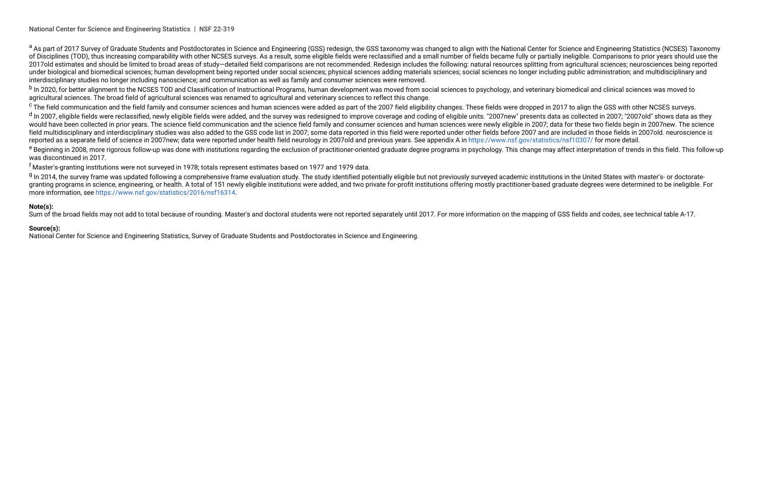[a] As part of 2017 Survey of Graduate Students and Postdoctorates in Science and Engineering (GSS) redesign, the GSS taxonomy was changed to align with the National Center for Science and Engineering Statistics (NCSES) Taxonomy of Disciplines (TOD), thus increasing comparability with other NCSES surveys. As a result, some eligible fields were reclassified and a small number of fields became fully or partially ineligible. Comparisons to prior years should use the 2017old estimates and should be limited to broad areas of study—detailed field comparisons are not recommended. Redesign includes the following: natural resources splitting from agricultural sciences; neurosciences being reported under biological and biomedical sciences; human development being reported under social sciences; physical sciences adding materials sciences; social sciences no longer including public administration; and multidisciplinary and interdisciplinary studies no longer including nanoscience; and communication as well as family and consumer sciences were removed.

[b] In 2020, for better alignment to the NCSES TOD and Classification of Instructional Programs, human development was moved from social sciences to psychology, and veterinary biomedical and clinical sciences was moved to agricultural sciences. The broad field of agricultural sciences was renamed to agricultural and veterinary sciences to reflect this change.

[c] The field communication and the field family and consumer sciences and human sciences were added as part of the 2007 field eligibility changes. These fields were dropped in 2017 to align the GSS with other NCSES surveys.

[d] In 2007, eligible fields were reclassified, newly eligible fields were added, and the survey was redesigned to improve coverage and coding of eligible units. "2007new" presents data as collected in 2007; "2007old" shows data as they would have been collected in prior years. The science field communication and the science field family and consumer sciences and human sciences were newly eligible in 2007; data for these two fields begin in 2007new. The science field multidisciplinary and interdisciplinary studies was also added to the GSS code list in 2007; some data reported in this field were reported under other fields before 2007 and are included in those fields in 2007old. neuroscience is reported as a separate field of science in 2007new; data were reported under health field neurology in 2007old and previous years. See appendix A in https://www.nsf.gov/statistics/nsf10307/ for more detail.

[e] Beginning in 2008, more rigorous follow-up was done with institutions regarding the exclusion of practitioner-oriented graduate degree programs in psychology. This change may affect interpretation of trends in this field. This follow-up was discontinued in 2017.

[f] Master's-granting institutions were not surveyed in 1978; totals represent estimates based on 1977 and 1979 data.

[g] In 2014, the survey frame was updated following a comprehensive frame evaluation study. The study identified potentially eligible but not previously surveyed academic institutions in the United States with master's- or doctorate-granting programs in science, engineering, or health. A total of 151 newly eligible institutions were added, and two private for-profit institutions offering mostly practitioner-based graduate degrees were determined to be ineligible. For more information, see https://www.nsf.gov/statistics/2016/nsf16314.

**Note(s):**

Sum of the broad fields may not add to total because of rounding. Master's and doctoral students were not reported separately until 2017. For more information on the mapping of GSS fields and codes, see technical table A-17.

**Source(s):**

National Center for Science and Engineering Statistics, Survey of Graduate Students and Postdoctorates in Science and Engineering.